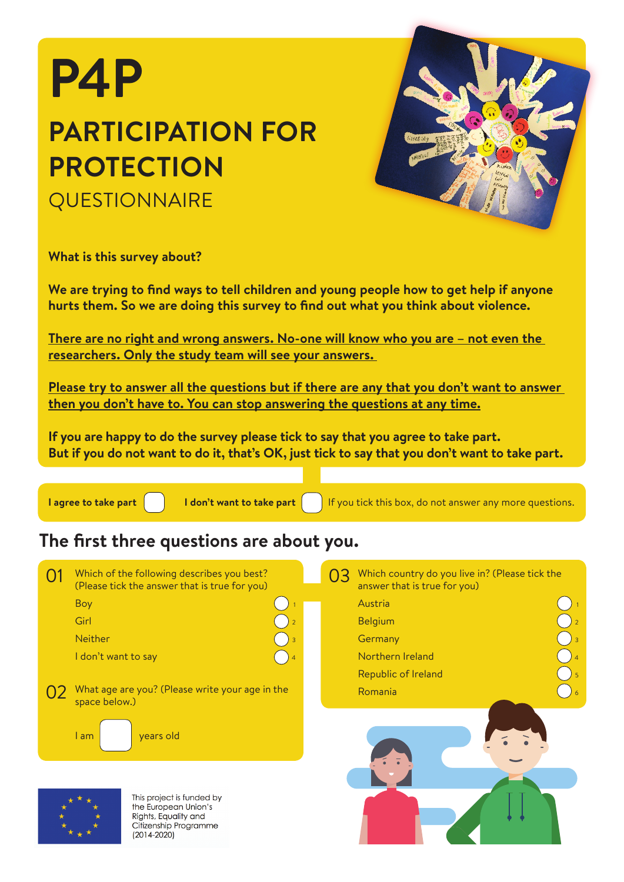# P4P

## PARTICIPATION FOR PROTECTION

QUESTIONNAIRE

**What is this survey about?**

**We are trying to find ways to tell children and young people how to get help if anyone hurts them. So we are doing this survey to find out what you think about violence.**

**There are no right and wrong answers. No-one will know who you are – not even the researchers. Only the study team will see your answers.**

**Please try to answer all the questions but if there are any that you don't want to answer then you don't have to. You can stop answering the questions at any time.**

**If you are happy to do the survey please tick to say that you agree to take part.**
**But if you do not want to do it, that's OK, just tick to say that you don't want to take part.**

**I agree to take part** ☐ **I don't want to take part** ☐ If you tick this box, do not answer any more questions.

## The first three questions are about you.

**01** Which of the following describes you best? (Please tick the answer that is true for you)

| | | |
|---|---|---|
| Boy | ◯ | 1 |
| Girl | ◯ | 2 |
| Neither | ◯ | 3 |
| I don't want to say | ◯ | 4 |

**02** What age are you? (Please write your age in the space below.)

I am ☐ years old

**03** Which country do you live in? (Please tick the answer that is true for you)

| | | |
|---|---|---|
| Austria | ◯ | 1 |
| Belgium | ◯ | 2 |
| Germany | ◯ | 3 |
| Northern Ireland | ◯ | 4 |
| Republic of Ireland | ◯ | 5 |
| Romania | ◯ | 6 |

This project is funded by the European Union's Rights, Equality and Citizenship Programme (2014-2020)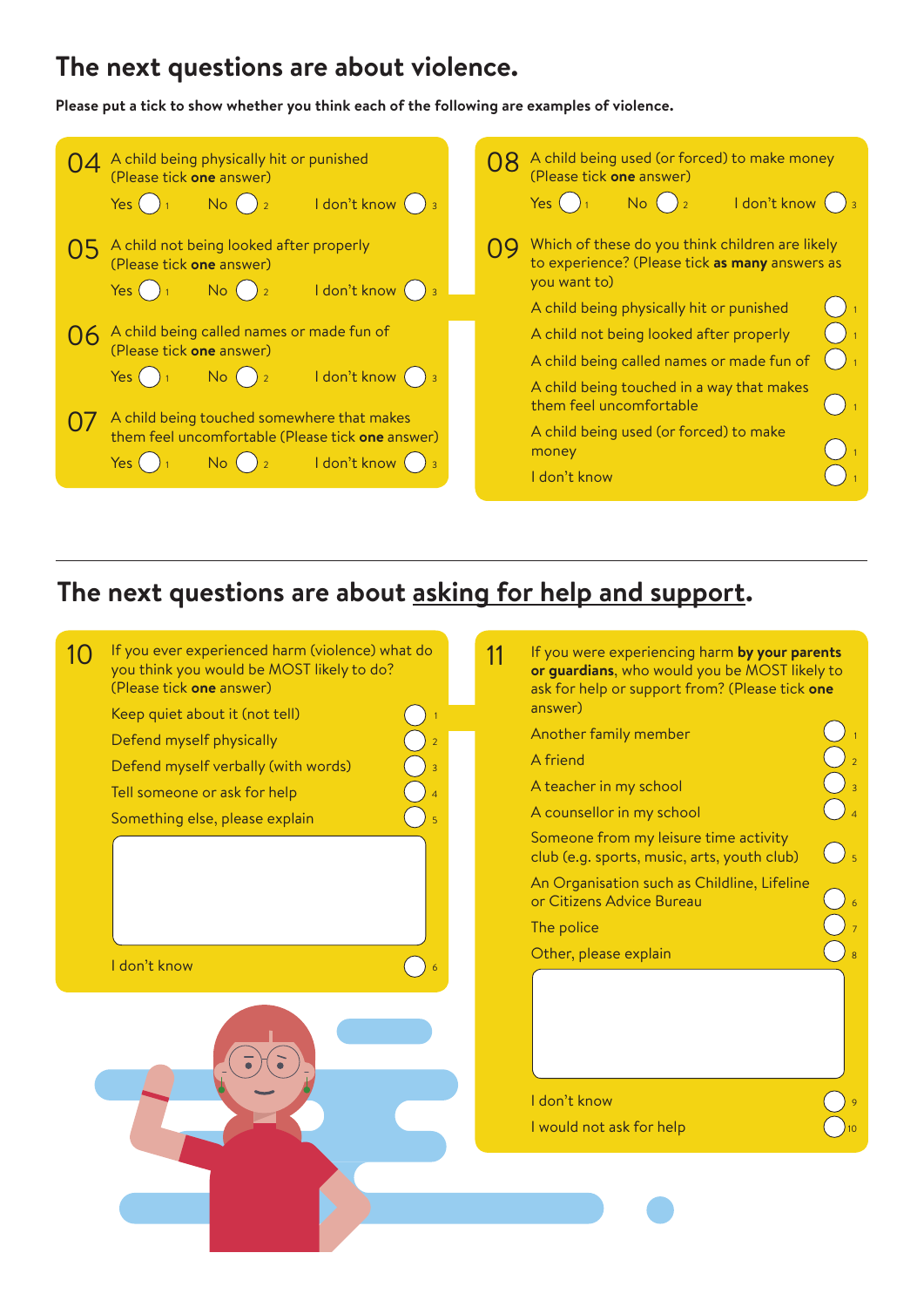## The next questions are about violence.

**Please put a tick to show whether you think each of the following are examples of violence.**

**04** A child being physically hit or punished (Please tick **one** answer)

Yes ◯ 1 No ◯ 2 I don't know ◯ 3

**05** A child not being looked after properly (Please tick **one** answer)

Yes ◯ 1 No ◯ 2 I don't know ◯ 3

**06** A child being called names or made fun of (Please tick **one** answer)

Yes ◯ 1 No ◯ 2 I don't know ◯ 3

**07** A child being touched somewhere that makes them feel uncomfortable (Please tick **one** answer)

Yes ◯ 1 No ◯ 2 I don't know ◯ 3

**08** A child being used (or forced) to make money (Please tick **one** answer)

Yes ◯ 1 No ◯ 2 I don't know ◯ 3

**09** Which of these do you think children are likely to experience? (Please tick **as many** answers as you want to)

- A child being physically hit or punished ◯ 1
- A child not being looked after properly ◯ 1
- A child being called names or made fun of ◯ 1
- A child being touched in a way that makes them feel uncomfortable ◯ 1
- A child being used (or forced) to make money ◯ 1
- I don't know ◯ 1

## The next questions are about asking for help and support.

**10** If you ever experienced harm (violence) what do you think you would be MOST likely to do? (Please tick **one** answer)

- Keep quiet about it (not tell) ◯ 1
- Defend myself physically ◯ 2
- Defend myself verbally (with words) ◯ 3
- Tell someone or ask for help ◯ 4
- Something else, please explain ◯ 5

[ ]

- I don't know ◯ 6

**11** If you were experiencing harm **by your parents or guardians**, who would you be MOST likely to ask for help or support from? (Please tick **one** answer)

- Another family member ◯ 1
- A friend ◯ 2
- A teacher in my school ◯ 3
- A counsellor in my school ◯ 4
- Someone from my leisure time activity club (e.g. sports, music, arts, youth club) ◯ 5
- An Organisation such as Childline, Lifeline or Citizens Advice Bureau ◯ 6
- The police ◯ 7
- Other, please explain ◯ 8

[ ]

- I don't know ◯ 9
- I would not ask for help ◯ 10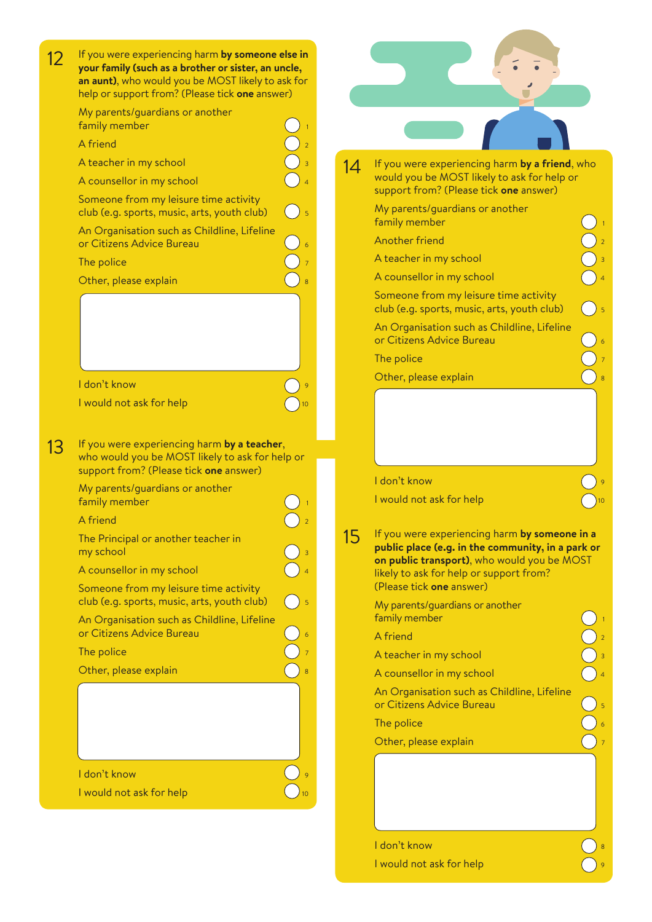**12** If you were experiencing harm **by someone else in your family (such as a brother or sister, an uncle, an aunt)**, who would you be MOST likely to ask for help or support from? (Please tick **one** answer)

- My parents/guardians or another family member ○ 1
- A friend ○ 2
- A teacher in my school ○ 3
- A counsellor in my school ○ 4
- Someone from my leisure time activity club (e.g. sports, music, arts, youth club) ○ 5
- An Organisation such as Childline, Lifeline or Citizens Advice Bureau ○ 6
- The police ○ 7
- Other, please explain ○ 8

- I don't know ○ 9
- I would not ask for help ○ 10

**13** If you were experiencing harm **by a teacher**, who would you be MOST likely to ask for help or support from? (Please tick **one** answer)

- My parents/guardians or another family member ○ 1
- A friend ○ 2
- The Principal or another teacher in my school ○ 3
- A counsellor in my school ○ 4
- Someone from my leisure time activity club (e.g. sports, music, arts, youth club) ○ 5
- An Organisation such as Childline, Lifeline or Citizens Advice Bureau ○ 6
- The police ○ 7
- Other, please explain ○ 8

- I don't know ○ 9
- I would not ask for help ○ 10

**14** If you were experiencing harm **by a friend**, who would you be MOST likely to ask for help or support from? (Please tick **one** answer)

- My parents/guardians or another family member ○ 1
- Another friend ○ 2
- A teacher in my school ○ 3
- A counsellor in my school ○ 4
- Someone from my leisure time activity club (e.g. sports, music, arts, youth club) ○ 5
- An Organisation such as Childline, Lifeline or Citizens Advice Bureau ○ 6
- The police ○ 7
- Other, please explain ○ 8

- I don't know ○ 9
- I would not ask for help ○ 10

**15** If you were experiencing harm **by someone in a public place (e.g. in the community, in a park or on public transport)**, who would you be MOST likely to ask for help or support from? (Please tick **one** answer)

- My parents/guardians or another family member ○ 1
- A friend ○ 2
- A teacher in my school ○ 3
- A counsellor in my school ○ 4
- An Organisation such as Childline, Lifeline or Citizens Advice Bureau ○ 5
- The police ○ 6
- Other, please explain ○ 7

- I don't know ○ 8
- I would not ask for help ○ 9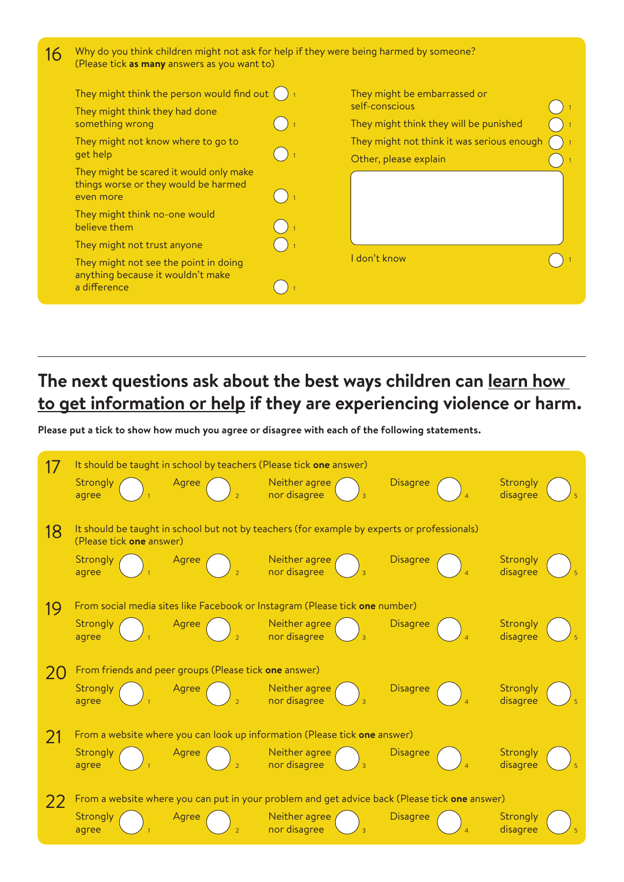**16** Why do you think children might not ask for help if they were being harmed by someone? (Please tick **as many** answers as you want to)

- They might think the person would find out ◯ 1
- They might think they had done something wrong ◯ 1
- They might not know where to go to get help ◯ 1
- They might be scared it would only make things worse or they would be harmed even more ◯ 1
- They might think no-one would believe them ◯ 1
- They might not trust anyone ◯ 1
- They might not see the point in doing anything because it wouldn't make a difference ◯ 1
- They might be embarrassed or self-conscious ◯ 1
- They might think they will be punished ◯ 1
- They might not think it was serious enough ◯ 1
- Other, please explain ◯ 1
- I don't know ◯ 1

---

## The next questions ask about the best ways children can learn how to get information or help if they are experiencing violence or harm.

**Please put a tick to show how much you agree or disagree with each of the following statements.**

**17** It should be taught in school by teachers (Please tick **one** answer)

Strongly agree ◯ 1 | Agree ◯ 2 | Neither agree nor disagree ◯ 3 | Disagree ◯ 4 | Strongly disagree ◯ 5

**18** It should be taught in school but not by teachers (for example by experts or professionals) (Please tick **one** answer)

Strongly agree ◯ 1 | Agree ◯ 2 | Neither agree nor disagree ◯ 3 | Disagree ◯ 4 | Strongly disagree ◯ 5

**19** From social media sites like Facebook or Instagram (Please tick **one** number)

Strongly agree ◯ 1 | Agree ◯ 2 | Neither agree nor disagree ◯ 3 | Disagree ◯ 4 | Strongly disagree ◯ 5

**20** From friends and peer groups (Please tick **one** answer)

Strongly agree ◯ 1 | Agree ◯ 2 | Neither agree nor disagree ◯ 3 | Disagree ◯ 4 | Strongly disagree ◯ 5

**21** From a website where you can look up information (Please tick **one** answer)

Strongly agree ◯ 1 | Agree ◯ 2 | Neither agree nor disagree ◯ 3 | Disagree ◯ 4 | Strongly disagree ◯ 5

**22** From a website where you can put in your problem and get advice back (Please tick **one** answer)

Strongly agree ◯ 1 | Agree ◯ 2 | Neither agree nor disagree ◯ 3 | Disagree ◯ 4 | Strongly disagree ◯ 5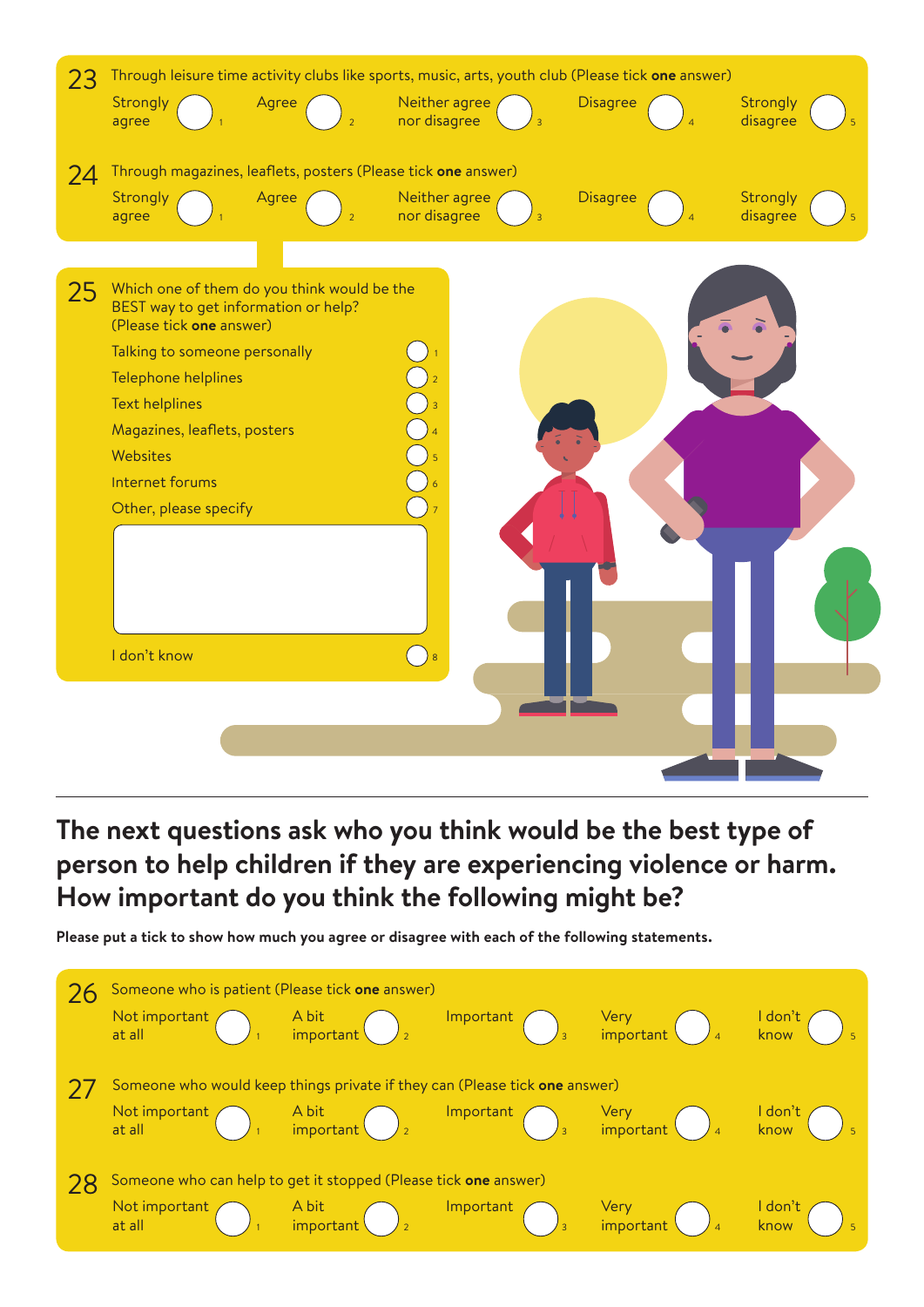**23** Through leisure time activity clubs like sports, music, arts, youth club (Please tick **one** answer)

| Strongly agree | Agree | Neither agree nor disagree | Disagree | Strongly disagree |
|---|---|---|---|---|
| ○ 1 | ○ 2 | ○ 3 | ○ 4 | ○ 5 |

**24** Through magazines, leaflets, posters (Please tick **one** answer)

| Strongly agree | Agree | Neither agree nor disagree | Disagree | Strongly disagree |
|---|---|---|---|---|
| ○ 1 | ○ 2 | ○ 3 | ○ 4 | ○ 5 |

**25** Which one of them do you think would be the BEST way to get information or help? (Please tick **one** answer)

- Talking to someone personally ○ 1
- Telephone helplines ○ 2
- Text helplines ○ 3
- Magazines, leaflets, posters ○ 4
- Websites ○ 5
- Internet forums ○ 6
- Other, please specify ○ 7

[ ]

- I don't know ○ 8

---

## The next questions ask who you think would be the best type of person to help children if they are experiencing violence or harm. How important do you think the following might be?

**Please put a tick to show how much you agree or disagree with each of the following statements.**

**26** Someone who is patient (Please tick **one** answer)

| Not important at all | A bit important | Important | Very important | I don't know |
|---|---|---|---|---|
| ○ 1 | ○ 2 | ○ 3 | ○ 4 | ○ 5 |

**27** Someone who would keep things private if they can (Please tick **one** answer)

| Not important at all | A bit important | Important | Very important | I don't know |
|---|---|---|---|---|
| ○ 1 | ○ 2 | ○ 3 | ○ 4 | ○ 5 |

**28** Someone who can help to get it stopped (Please tick **one** answer)

| Not important at all | A bit important | Important | Very important | I don't know |
|---|---|---|---|---|
| ○ 1 | ○ 2 | ○ 3 | ○ 4 | ○ 5 |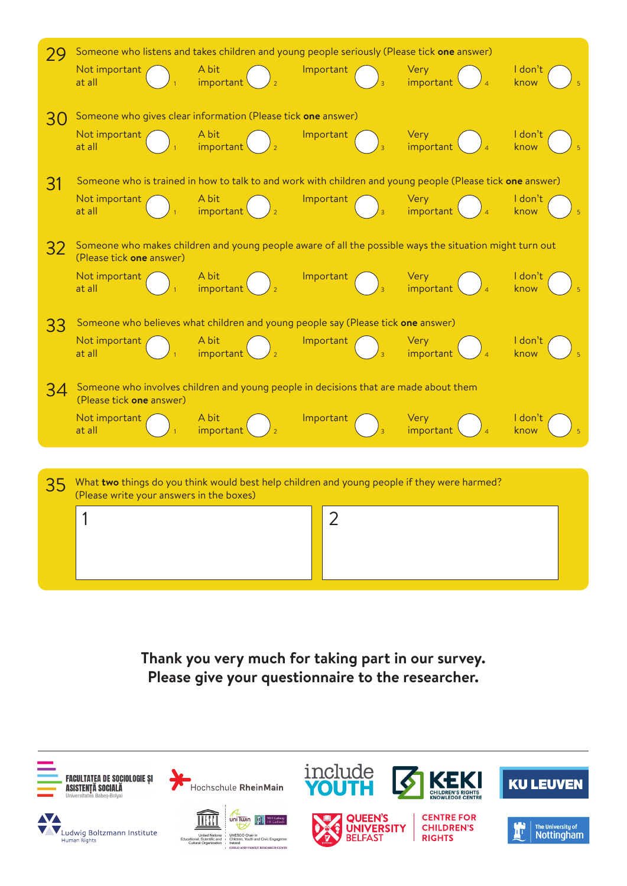**29** Someone who listens and takes children and young people seriously (Please tick **one** answer)

| Not important at all | A bit important | Important | Very important | I don't know |
|---|---|---|---|---|
| ◯ 1 | ◯ 2 | ◯ 3 | ◯ 4 | ◯ 5 |

**30** Someone who gives clear information (Please tick **one** answer)

| Not important at all | A bit important | Important | Very important | I don't know |
|---|---|---|---|---|
| ◯ 1 | ◯ 2 | ◯ 3 | ◯ 4 | ◯ 5 |

**31** Someone who is trained in how to talk to and work with children and young people (Please tick **one** answer)

| Not important at all | A bit important | Important | Very important | I don't know |
|---|---|---|---|---|
| ◯ 1 | ◯ 2 | ◯ 3 | ◯ 4 | ◯ 5 |

**32** Someone who makes children and young people aware of all the possible ways the situation might turn out (Please tick **one** answer)

| Not important at all | A bit important | Important | Very important | I don't know |
|---|---|---|---|---|
| ◯ 1 | ◯ 2 | ◯ 3 | ◯ 4 | ◯ 5 |

**33** Someone who believes what children and young people say (Please tick **one** answer)

| Not important at all | A bit important | Important | Very important | I don't know |
|---|---|---|---|---|
| ◯ 1 | ◯ 2 | ◯ 3 | ◯ 4 | ◯ 5 |

**34** Someone who involves children and young people in decisions that are made about them (Please tick **one** answer)

| Not important at all | A bit important | Important | Very important | I don't know |
|---|---|---|---|---|
| ◯ 1 | ◯ 2 | ◯ 3 | ◯ 4 | ◯ 5 |

**35** What **two** things do you think would best help children and young people if they were harmed? (Please write your answers in the boxes)

| 1 | 2 |
|---|---|
| | |

**Thank you very much for taking part in our survey.**
**Please give your questionnaire to the researcher.**

FACULTATEA DE SOCIOLOGIE ȘI ASISTENȚĂ SOCIALĂ – Universitatea Babeș-Bolyai
Hochschule RheinMain
include YOUTH
KEKI Children's Rights Knowledge Centre
KU LEUVEN
Ludwig Boltzmann Institute Human Rights
UNESCO – United Nations Educational, Scientific and Cultural Organization – UNESCO Chair in Children, Youth and Civic Engagement Ireland – Child and Family Research Centre
Queen's University Belfast
Centre for Children's Rights
The University of Nottingham